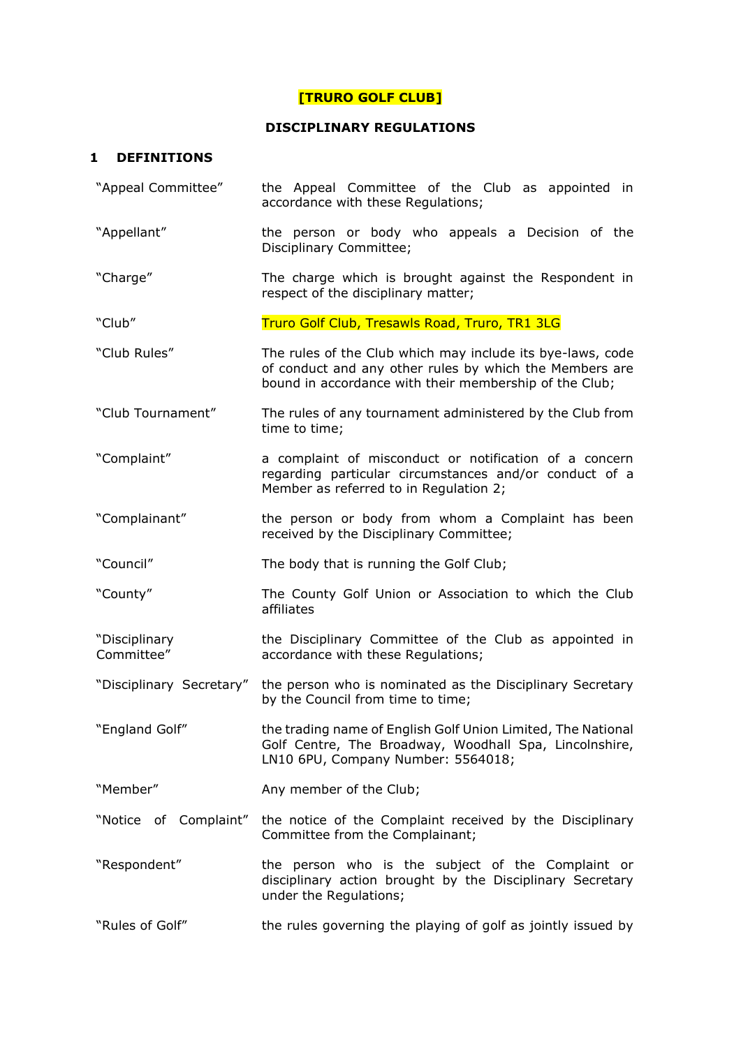**[TRURO GOLF CLUB]**

**DISCIPLINARY REGULATIONS**

## 1 DEFINITIONS

| | |
|---|---|
| "Appeal Committee" | the Appeal Committee of the Club as appointed in accordance with these Regulations; |
| "Appellant" | the person or body who appeals a Decision of the Disciplinary Committee; |
| "Charge" | The charge which is brought against the Respondent in respect of the disciplinary matter; |
| "Club" | Truro Golf Club, Tresawls Road, Truro, TR1 3LG |
| "Club Rules" | The rules of the Club which may include its bye-laws, code of conduct and any other rules by which the Members are bound in accordance with their membership of the Club; |
| "Club Tournament" | The rules of any tournament administered by the Club from time to time; |
| "Complaint" | a complaint of misconduct or notification of a concern regarding particular circumstances and/or conduct of a Member as referred to in Regulation 2; |
| "Complainant" | the person or body from whom a Complaint has been received by the Disciplinary Committee; |
| "Council" | The body that is running the Golf Club; |
| "County" | The County Golf Union or Association to which the Club affiliates |
| "Disciplinary Committee" | the Disciplinary Committee of the Club as appointed in accordance with these Regulations; |
| "Disciplinary Secretary" | the person who is nominated as the Disciplinary Secretary by the Council from time to time; |
| "England Golf" | the trading name of English Golf Union Limited, The National Golf Centre, The Broadway, Woodhall Spa, Lincolnshire, LN10 6PU, Company Number: 5564018; |
| "Member" | Any member of the Club; |
| "Notice of Complaint" | the notice of the Complaint received by the Disciplinary Committee from the Complainant; |
| "Respondent" | the person who is the subject of the Complaint or disciplinary action brought by the Disciplinary Secretary under the Regulations; |
| "Rules of Golf" | the rules governing the playing of golf as jointly issued by |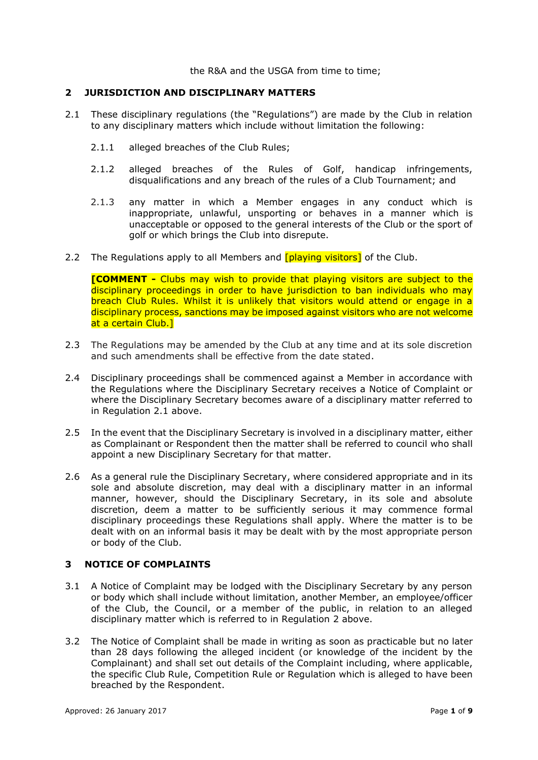the R&A and the USGA from time to time;

## 2 JURISDICTION AND DISCIPLINARY MATTERS

2.1 These disciplinary regulations (the "Regulations") are made by the Club in relation to any disciplinary matters which include without limitation the following:

2.1.1 alleged breaches of the Club Rules;

2.1.2 alleged breaches of the Rules of Golf, handicap infringements, disqualifications and any breach of the rules of a Club Tournament; and

2.1.3 any matter in which a Member engages in any conduct which is inappropriate, unlawful, unsporting or behaves in a manner which is unacceptable or opposed to the general interests of the Club or the sport of golf or which brings the Club into disrepute.

2.2 The Regulations apply to all Members and [playing visitors] of the Club.

**[COMMENT -** Clubs may wish to provide that playing visitors are subject to the disciplinary proceedings in order to have jurisdiction to ban individuals who may breach Club Rules. Whilst it is unlikely that visitors would attend or engage in a disciplinary process, sanctions may be imposed against visitors who are not welcome at a certain Club.]

2.3 The Regulations may be amended by the Club at any time and at its sole discretion and such amendments shall be effective from the date stated.

2.4 Disciplinary proceedings shall be commenced against a Member in accordance with the Regulations where the Disciplinary Secretary receives a Notice of Complaint or where the Disciplinary Secretary becomes aware of a disciplinary matter referred to in Regulation 2.1 above.

2.5 In the event that the Disciplinary Secretary is involved in a disciplinary matter, either as Complainant or Respondent then the matter shall be referred to council who shall appoint a new Disciplinary Secretary for that matter.

2.6 As a general rule the Disciplinary Secretary, where considered appropriate and in its sole and absolute discretion, may deal with a disciplinary matter in an informal manner, however, should the Disciplinary Secretary, in its sole and absolute discretion, deem a matter to be sufficiently serious it may commence formal disciplinary proceedings these Regulations shall apply. Where the matter is to be dealt with on an informal basis it may be dealt with by the most appropriate person or body of the Club.

## 3 NOTICE OF COMPLAINTS

3.1 A Notice of Complaint may be lodged with the Disciplinary Secretary by any person or body which shall include without limitation, another Member, an employee/officer of the Club, the Council, or a member of the public, in relation to an alleged disciplinary matter which is referred to in Regulation 2 above.

3.2 The Notice of Complaint shall be made in writing as soon as practicable but no later than 28 days following the alleged incident (or knowledge of the incident by the Complainant) and shall set out details of the Complaint including, where applicable, the specific Club Rule, Competition Rule or Regulation which is alleged to have been breached by the Respondent.

Approved: 26 January 2017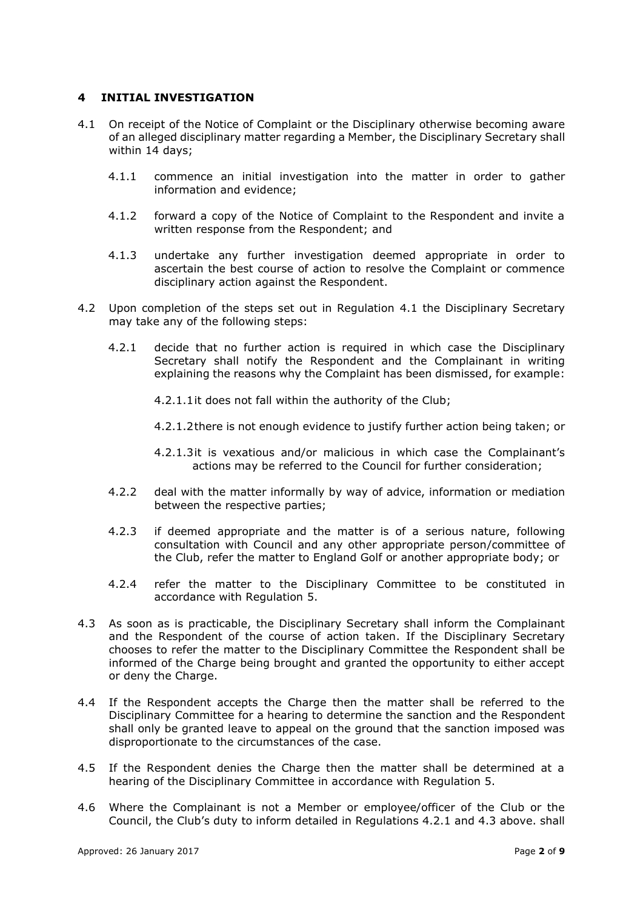## 4 INITIAL INVESTIGATION

4.1 On receipt of the Notice of Complaint or the Disciplinary otherwise becoming aware of an alleged disciplinary matter regarding a Member, the Disciplinary Secretary shall within 14 days;

- 4.1.1 commence an initial investigation into the matter in order to gather information and evidence;
- 4.1.2 forward a copy of the Notice of Complaint to the Respondent and invite a written response from the Respondent; and
- 4.1.3 undertake any further investigation deemed appropriate in order to ascertain the best course of action to resolve the Complaint or commence disciplinary action against the Respondent.

4.2 Upon completion of the steps set out in Regulation 4.1 the Disciplinary Secretary may take any of the following steps:

- 4.2.1 decide that no further action is required in which case the Disciplinary Secretary shall notify the Respondent and the Complainant in writing explaining the reasons why the Complaint has been dismissed, for example:
  - 4.2.1.1 it does not fall within the authority of the Club;
  - 4.2.1.2 there is not enough evidence to justify further action being taken; or
  - 4.2.1.3 it is vexatious and/or malicious in which case the Complainant's actions may be referred to the Council for further consideration;
- 4.2.2 deal with the matter informally by way of advice, information or mediation between the respective parties;
- 4.2.3 if deemed appropriate and the matter is of a serious nature, following consultation with Council and any other appropriate person/committee of the Club, refer the matter to England Golf or another appropriate body; or
- 4.2.4 refer the matter to the Disciplinary Committee to be constituted in accordance with Regulation 5.

4.3 As soon as is practicable, the Disciplinary Secretary shall inform the Complainant and the Respondent of the course of action taken. If the Disciplinary Secretary chooses to refer the matter to the Disciplinary Committee the Respondent shall be informed of the Charge being brought and granted the opportunity to either accept or deny the Charge.

4.4 If the Respondent accepts the Charge then the matter shall be referred to the Disciplinary Committee for a hearing to determine the sanction and the Respondent shall only be granted leave to appeal on the ground that the sanction imposed was disproportionate to the circumstances of the case.

4.5 If the Respondent denies the Charge then the matter shall be determined at a hearing of the Disciplinary Committee in accordance with Regulation 5.

4.6 Where the Complainant is not a Member or employee/officer of the Club or the Council, the Club's duty to inform detailed in Regulations 4.2.1 and 4.3 above. shall

Approved: 26 January 2017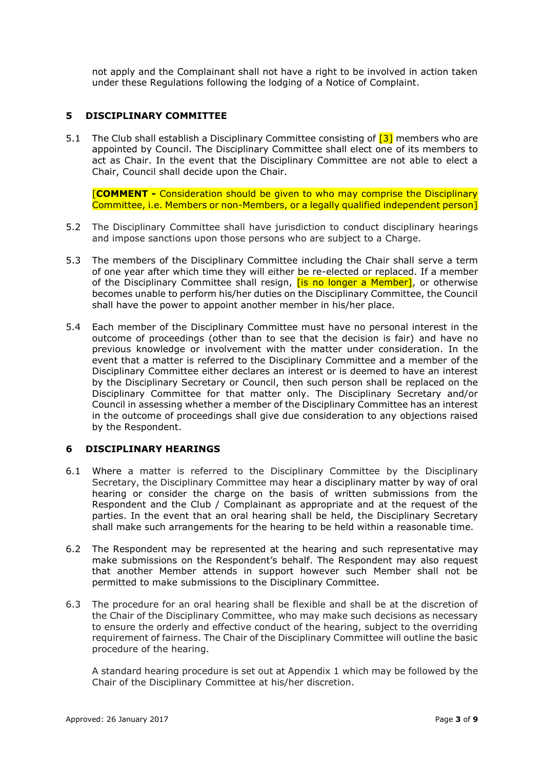not apply and the Complainant shall not have a right to be involved in action taken under these Regulations following the lodging of a Notice of Complaint.

## 5 DISCIPLINARY COMMITTEE

5.1 The Club shall establish a Disciplinary Committee consisting of [3] members who are appointed by Council. The Disciplinary Committee shall elect one of its members to act as Chair. In the event that the Disciplinary Committee are not able to elect a Chair, Council shall decide upon the Chair.

[**COMMENT -** Consideration should be given to who may comprise the Disciplinary Committee, i.e. Members or non-Members, or a legally qualified independent person]

5.2 The Disciplinary Committee shall have jurisdiction to conduct disciplinary hearings and impose sanctions upon those persons who are subject to a Charge.

5.3 The members of the Disciplinary Committee including the Chair shall serve a term of one year after which time they will either be re-elected or replaced. If a member of the Disciplinary Committee shall resign, [is no longer a Member], or otherwise becomes unable to perform his/her duties on the Disciplinary Committee, the Council shall have the power to appoint another member in his/her place.

5.4 Each member of the Disciplinary Committee must have no personal interest in the outcome of proceedings (other than to see that the decision is fair) and have no previous knowledge or involvement with the matter under consideration. In the event that a matter is referred to the Disciplinary Committee and a member of the Disciplinary Committee either declares an interest or is deemed to have an interest by the Disciplinary Secretary or Council, then such person shall be replaced on the Disciplinary Committee for that matter only. The Disciplinary Secretary and/or Council in assessing whether a member of the Disciplinary Committee has an interest in the outcome of proceedings shall give due consideration to any objections raised by the Respondent.

## 6 DISCIPLINARY HEARINGS

6.1 Where a matter is referred to the Disciplinary Committee by the Disciplinary Secretary, the Disciplinary Committee may hear a disciplinary matter by way of oral hearing or consider the charge on the basis of written submissions from the Respondent and the Club / Complainant as appropriate and at the request of the parties. In the event that an oral hearing shall be held, the Disciplinary Secretary shall make such arrangements for the hearing to be held within a reasonable time.

6.2 The Respondent may be represented at the hearing and such representative may make submissions on the Respondent's behalf. The Respondent may also request that another Member attends in support however such Member shall not be permitted to make submissions to the Disciplinary Committee.

6.3 The procedure for an oral hearing shall be flexible and shall be at the discretion of the Chair of the Disciplinary Committee, who may make such decisions as necessary to ensure the orderly and effective conduct of the hearing, subject to the overriding requirement of fairness. The Chair of the Disciplinary Committee will outline the basic procedure of the hearing.

A standard hearing procedure is set out at Appendix 1 which may be followed by the Chair of the Disciplinary Committee at his/her discretion.

Approved: 26 January 2017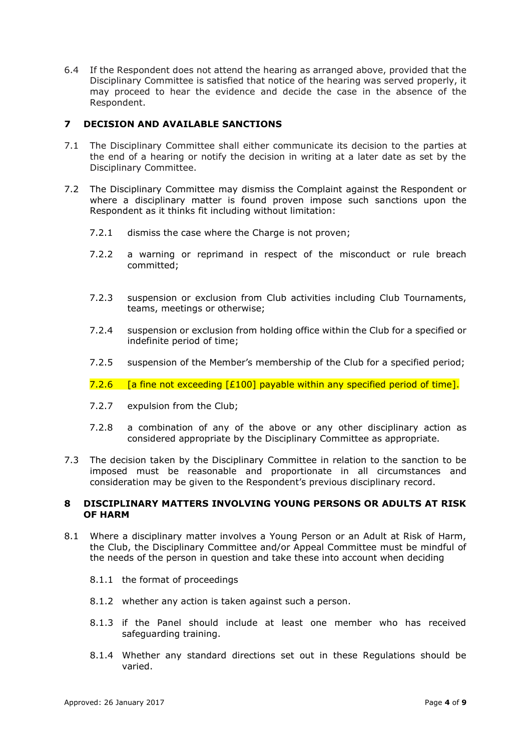6.4 If the Respondent does not attend the hearing as arranged above, provided that the Disciplinary Committee is satisfied that notice of the hearing was served properly, it may proceed to hear the evidence and decide the case in the absence of the Respondent.

## 7 DECISION AND AVAILABLE SANCTIONS

7.1 The Disciplinary Committee shall either communicate its decision to the parties at the end of a hearing or notify the decision in writing at a later date as set by the Disciplinary Committee.

7.2 The Disciplinary Committee may dismiss the Complaint against the Respondent or where a disciplinary matter is found proven impose such sanctions upon the Respondent as it thinks fit including without limitation:

7.2.1 dismiss the case where the Charge is not proven;

7.2.2 a warning or reprimand in respect of the misconduct or rule breach committed;

7.2.3 suspension or exclusion from Club activities including Club Tournaments, teams, meetings or otherwise;

7.2.4 suspension or exclusion from holding office within the Club for a specified or indefinite period of time;

7.2.5 suspension of the Member's membership of the Club for a specified period;

7.2.6 [a fine not exceeding [£100] payable within any specified period of time].

7.2.7 expulsion from the Club;

7.2.8 a combination of any of the above or any other disciplinary action as considered appropriate by the Disciplinary Committee as appropriate.

7.3 The decision taken by the Disciplinary Committee in relation to the sanction to be imposed must be reasonable and proportionate in all circumstances and consideration may be given to the Respondent's previous disciplinary record.

## 8 DISCIPLINARY MATTERS INVOLVING YOUNG PERSONS OR ADULTS AT RISK OF HARM

8.1 Where a disciplinary matter involves a Young Person or an Adult at Risk of Harm, the Club, the Disciplinary Committee and/or Appeal Committee must be mindful of the needs of the person in question and take these into account when deciding

8.1.1 the format of proceedings

8.1.2 whether any action is taken against such a person.

8.1.3 if the Panel should include at least one member who has received safeguarding training.

8.1.4 Whether any standard directions set out in these Regulations should be varied.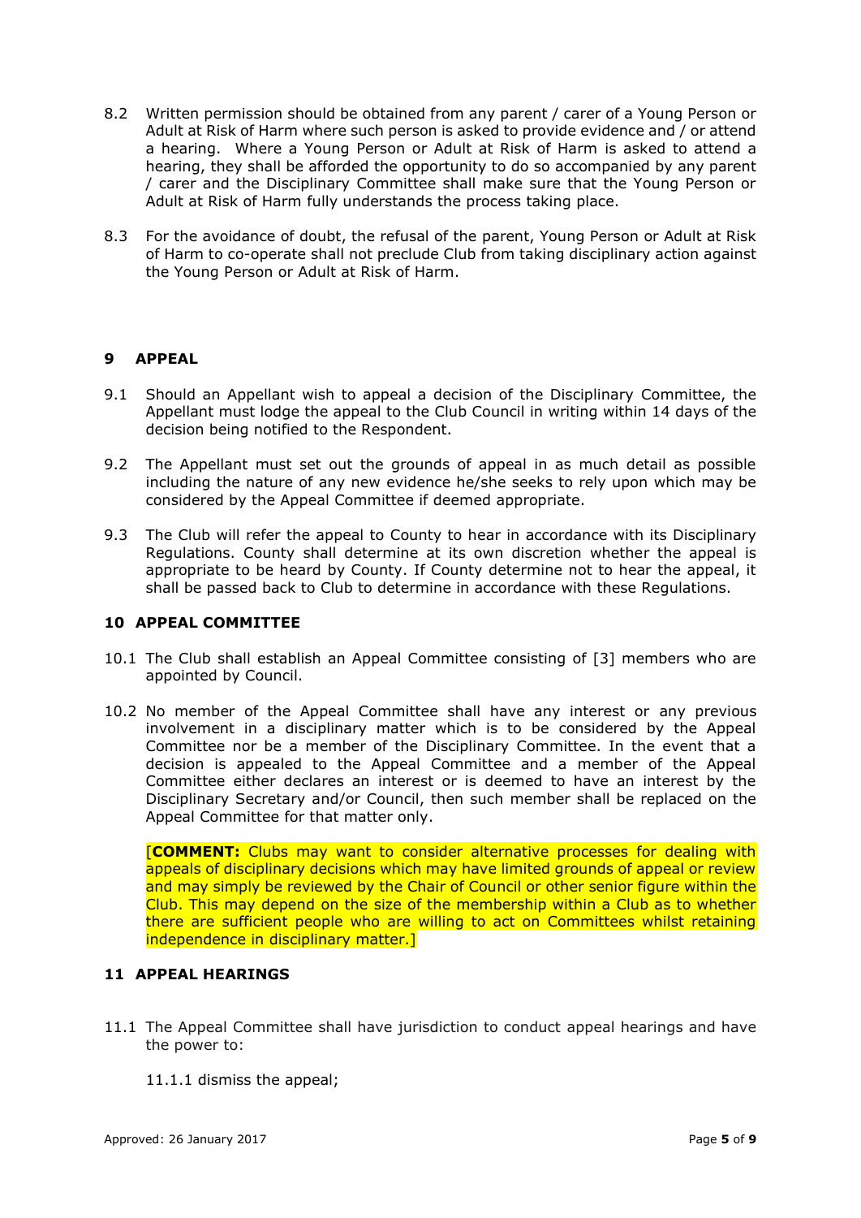8.2 Written permission should be obtained from any parent / carer of a Young Person or Adult at Risk of Harm where such person is asked to provide evidence and / or attend a hearing. Where a Young Person or Adult at Risk of Harm is asked to attend a hearing, they shall be afforded the opportunity to do so accompanied by any parent / carer and the Disciplinary Committee shall make sure that the Young Person or Adult at Risk of Harm fully understands the process taking place.

8.3 For the avoidance of doubt, the refusal of the parent, Young Person or Adult at Risk of Harm to co-operate shall not preclude Club from taking disciplinary action against the Young Person or Adult at Risk of Harm.

## 9 APPEAL

9.1 Should an Appellant wish to appeal a decision of the Disciplinary Committee, the Appellant must lodge the appeal to the Club Council in writing within 14 days of the decision being notified to the Respondent.

9.2 The Appellant must set out the grounds of appeal in as much detail as possible including the nature of any new evidence he/she seeks to rely upon which may be considered by the Appeal Committee if deemed appropriate.

9.3 The Club will refer the appeal to County to hear in accordance with its Disciplinary Regulations. County shall determine at its own discretion whether the appeal is appropriate to be heard by County. If County determine not to hear the appeal, it shall be passed back to Club to determine in accordance with these Regulations.

## 10 APPEAL COMMITTEE

10.1 The Club shall establish an Appeal Committee consisting of [3] members who are appointed by Council.

10.2 No member of the Appeal Committee shall have any interest or any previous involvement in a disciplinary matter which is to be considered by the Appeal Committee nor be a member of the Disciplinary Committee. In the event that a decision is appealed to the Appeal Committee and a member of the Appeal Committee either declares an interest or is deemed to have an interest by the Disciplinary Secretary and/or Council, then such member shall be replaced on the Appeal Committee for that matter only.

[**COMMENT:** Clubs may want to consider alternative processes for dealing with appeals of disciplinary decisions which may have limited grounds of appeal or review and may simply be reviewed by the Chair of Council or other senior figure within the Club. This may depend on the size of the membership within a Club as to whether there are sufficient people who are willing to act on Committees whilst retaining independence in disciplinary matter.]

## 11 APPEAL HEARINGS

11.1 The Appeal Committee shall have jurisdiction to conduct appeal hearings and have the power to:

11.1.1 dismiss the appeal;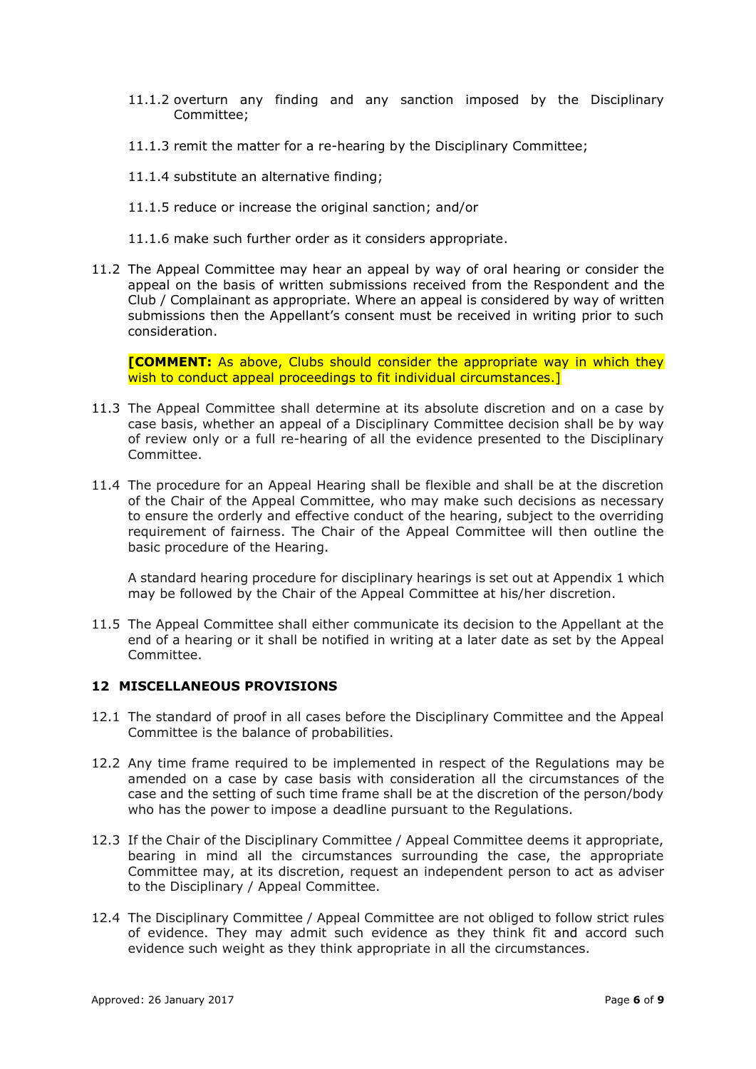11.1.2 overturn any finding and any sanction imposed by the Disciplinary Committee;

11.1.3 remit the matter for a re-hearing by the Disciplinary Committee;

11.1.4 substitute an alternative finding;

11.1.5 reduce or increase the original sanction; and/or

11.1.6 make such further order as it considers appropriate.

11.2 The Appeal Committee may hear an appeal by way of oral hearing or consider the appeal on the basis of written submissions received from the Respondent and the Club / Complainant as appropriate. Where an appeal is considered by way of written submissions then the Appellant's consent must be received in writing prior to such consideration.

**[COMMENT:** As above, Clubs should consider the appropriate way in which they wish to conduct appeal proceedings to fit individual circumstances.]

11.3 The Appeal Committee shall determine at its absolute discretion and on a case by case basis, whether an appeal of a Disciplinary Committee decision shall be by way of review only or a full re-hearing of all the evidence presented to the Disciplinary Committee.

11.4 The procedure for an Appeal Hearing shall be flexible and shall be at the discretion of the Chair of the Appeal Committee, who may make such decisions as necessary to ensure the orderly and effective conduct of the hearing, subject to the overriding requirement of fairness. The Chair of the Appeal Committee will then outline the basic procedure of the Hearing.

A standard hearing procedure for disciplinary hearings is set out at Appendix 1 which may be followed by the Chair of the Appeal Committee at his/her discretion.

11.5 The Appeal Committee shall either communicate its decision to the Appellant at the end of a hearing or it shall be notified in writing at a later date as set by the Appeal Committee.

## 12 MISCELLANEOUS PROVISIONS

12.1 The standard of proof in all cases before the Disciplinary Committee and the Appeal Committee is the balance of probabilities.

12.2 Any time frame required to be implemented in respect of the Regulations may be amended on a case by case basis with consideration all the circumstances of the case and the setting of such time frame shall be at the discretion of the person/body who has the power to impose a deadline pursuant to the Regulations.

12.3 If the Chair of the Disciplinary Committee / Appeal Committee deems it appropriate, bearing in mind all the circumstances surrounding the case, the appropriate Committee may, at its discretion, request an independent person to act as adviser to the Disciplinary / Appeal Committee.

12.4 The Disciplinary Committee / Appeal Committee are not obliged to follow strict rules of evidence. They may admit such evidence as they think fit and accord such evidence such weight as they think appropriate in all the circumstances.

Approved: 26 January 2017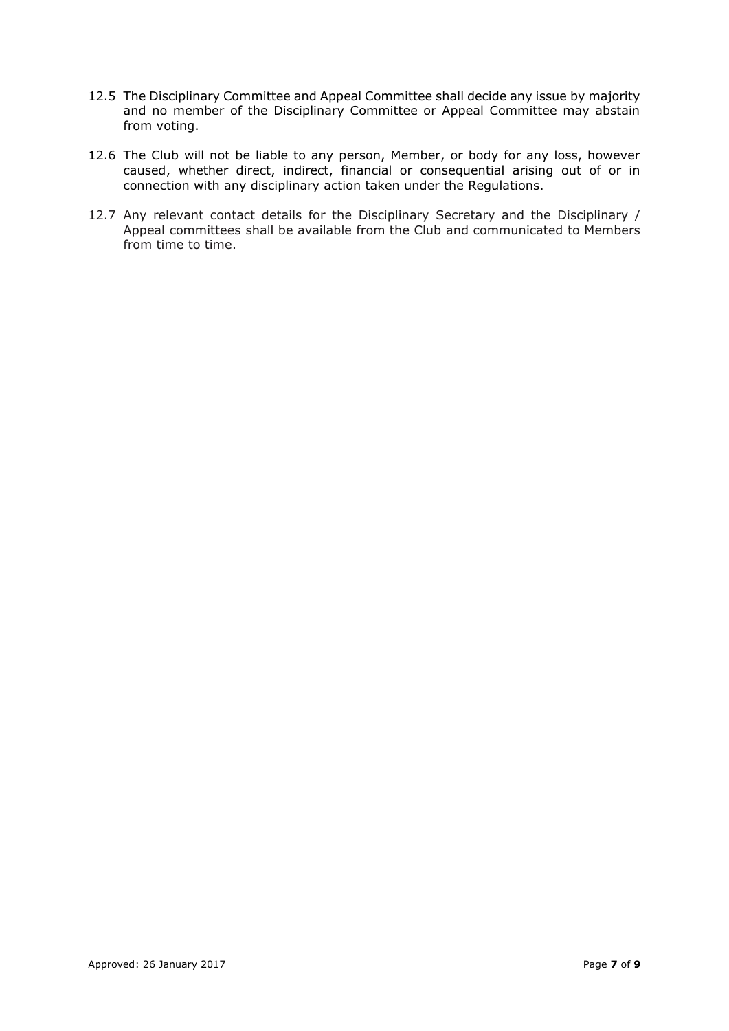12.5 The Disciplinary Committee and Appeal Committee shall decide any issue by majority and no member of the Disciplinary Committee or Appeal Committee may abstain from voting.

12.6 The Club will not be liable to any person, Member, or body for any loss, however caused, whether direct, indirect, financial or consequential arising out of or in connection with any disciplinary action taken under the Regulations.

12.7 Any relevant contact details for the Disciplinary Secretary and the Disciplinary / Appeal committees shall be available from the Club and communicated to Members from time to time.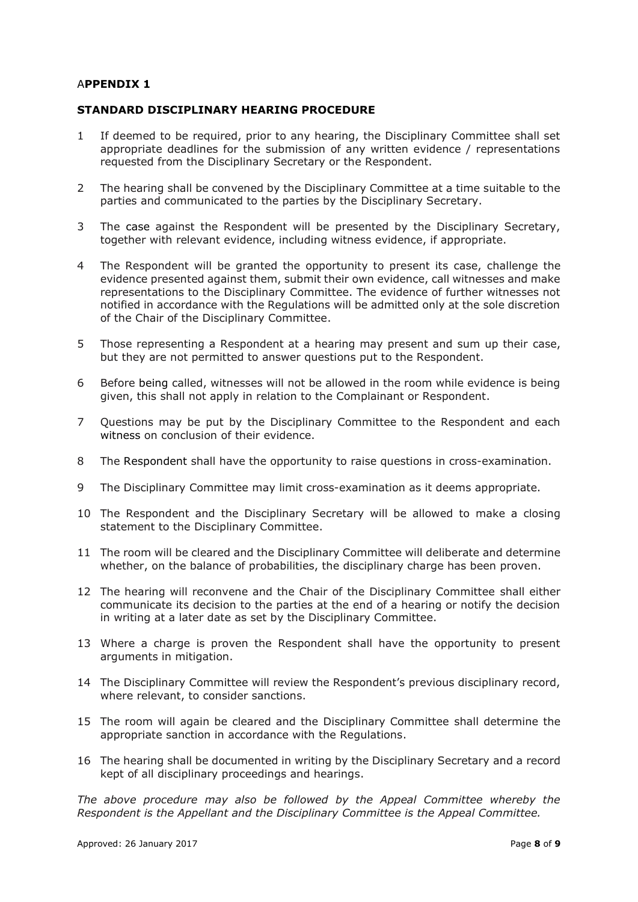## APPENDIX 1

## STANDARD DISCIPLINARY HEARING PROCEDURE

1. If deemed to be required, prior to any hearing, the Disciplinary Committee shall set appropriate deadlines for the submission of any written evidence / representations requested from the Disciplinary Secretary or the Respondent.
2. The hearing shall be convened by the Disciplinary Committee at a time suitable to the parties and communicated to the parties by the Disciplinary Secretary.
3. The case against the Respondent will be presented by the Disciplinary Secretary, together with relevant evidence, including witness evidence, if appropriate.
4. The Respondent will be granted the opportunity to present its case, challenge the evidence presented against them, submit their own evidence, call witnesses and make representations to the Disciplinary Committee. The evidence of further witnesses not notified in accordance with the Regulations will be admitted only at the sole discretion of the Chair of the Disciplinary Committee.
5. Those representing a Respondent at a hearing may present and sum up their case, but they are not permitted to answer questions put to the Respondent.
6. Before being called, witnesses will not be allowed in the room while evidence is being given, this shall not apply in relation to the Complainant or Respondent.
7. Questions may be put by the Disciplinary Committee to the Respondent and each witness on conclusion of their evidence.
8. The Respondent shall have the opportunity to raise questions in cross-examination.
9. The Disciplinary Committee may limit cross-examination as it deems appropriate.
10. The Respondent and the Disciplinary Secretary will be allowed to make a closing statement to the Disciplinary Committee.
11. The room will be cleared and the Disciplinary Committee will deliberate and determine whether, on the balance of probabilities, the disciplinary charge has been proven.
12. The hearing will reconvene and the Chair of the Disciplinary Committee shall either communicate its decision to the parties at the end of a hearing or notify the decision in writing at a later date as set by the Disciplinary Committee.
13. Where a charge is proven the Respondent shall have the opportunity to present arguments in mitigation.
14. The Disciplinary Committee will review the Respondent's previous disciplinary record, where relevant, to consider sanctions.
15. The room will again be cleared and the Disciplinary Committee shall determine the appropriate sanction in accordance with the Regulations.
16. The hearing shall be documented in writing by the Disciplinary Secretary and a record kept of all disciplinary proceedings and hearings.

*The above procedure may also be followed by the Appeal Committee whereby the Respondent is the Appellant and the Disciplinary Committee is the Appeal Committee.*

Approved: 26 January 2017